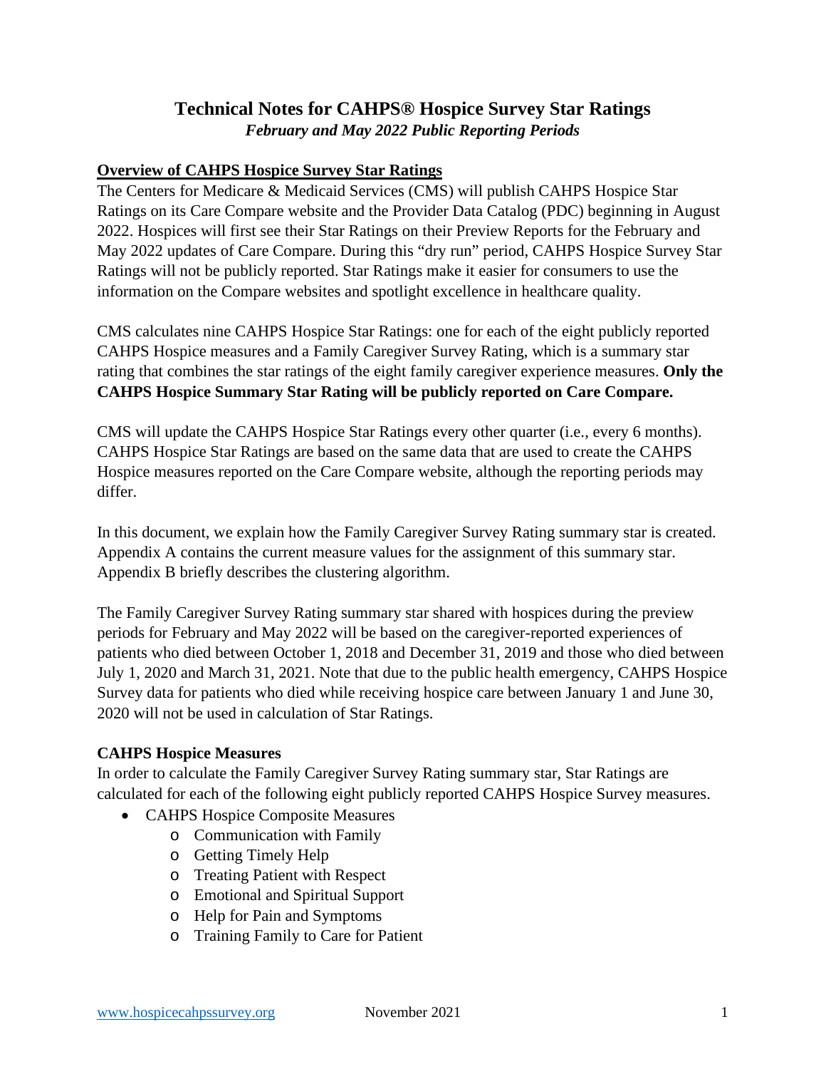# Technical Notes for CAHPS® Hospice Survey Star Ratings

***February and May 2022 Public Reporting Periods***

## Overview of CAHPS Hospice Survey Star Ratings

The Centers for Medicare & Medicaid Services (CMS) will publish CAHPS Hospice Star Ratings on its Care Compare website and the Provider Data Catalog (PDC) beginning in August 2022. Hospices will first see their Star Ratings on their Preview Reports for the February and May 2022 updates of Care Compare. During this "dry run" period, CAHPS Hospice Survey Star Ratings will not be publicly reported. Star Ratings make it easier for consumers to use the information on the Compare websites and spotlight excellence in healthcare quality.

CMS calculates nine CAHPS Hospice Star Ratings: one for each of the eight publicly reported CAHPS Hospice measures and a Family Caregiver Survey Rating, which is a summary star rating that combines the star ratings of the eight family caregiver experience measures. **Only the CAHPS Hospice Summary Star Rating will be publicly reported on Care Compare.**

CMS will update the CAHPS Hospice Star Ratings every other quarter (i.e., every 6 months). CAHPS Hospice Star Ratings are based on the same data that are used to create the CAHPS Hospice measures reported on the Care Compare website, although the reporting periods may differ.

In this document, we explain how the Family Caregiver Survey Rating summary star is created. Appendix A contains the current measure values for the assignment of this summary star. Appendix B briefly describes the clustering algorithm.

The Family Caregiver Survey Rating summary star shared with hospices during the preview periods for February and May 2022 will be based on the caregiver-reported experiences of patients who died between October 1, 2018 and December 31, 2019 and those who died between July 1, 2020 and March 31, 2021. Note that due to the public health emergency, CAHPS Hospice Survey data for patients who died while receiving hospice care between January 1 and June 30, 2020 will not be used in calculation of Star Ratings.

### CAHPS Hospice Measures

In order to calculate the Family Caregiver Survey Rating summary star, Star Ratings are calculated for each of the following eight publicly reported CAHPS Hospice Survey measures.

- CAHPS Hospice Composite Measures
  - Communication with Family
  - Getting Timely Help
  - Treating Patient with Respect
  - Emotional and Spiritual Support
  - Help for Pain and Symptoms
  - Training Family to Care for Patient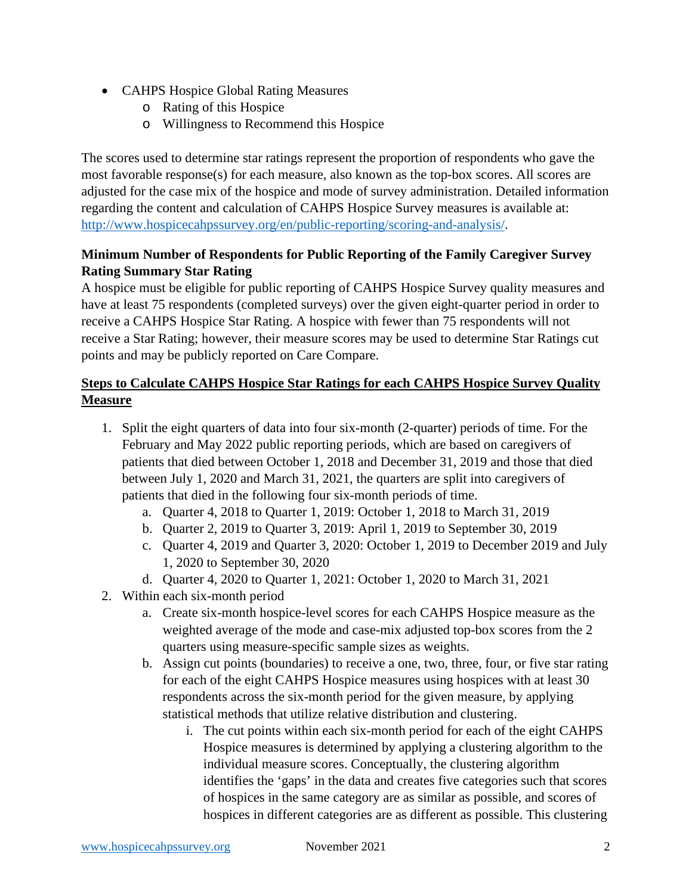- CAHPS Hospice Global Rating Measures
  - Rating of this Hospice
  - Willingness to Recommend this Hospice

The scores used to determine star ratings represent the proportion of respondents who gave the most favorable response(s) for each measure, also known as the top-box scores. All scores are adjusted for the case mix of the hospice and mode of survey administration. Detailed information regarding the content and calculation of CAHPS Hospice Survey measures is available at: [http://www.hospicecahpssurvey.org/en/public-reporting/scoring-and-analysis/](http://www.hospicecahpssurvey.org/en/public-reporting/scoring-and-analysis/).

**Minimum Number of Respondents for Public Reporting of the Family Caregiver Survey Rating Summary Star Rating**

A hospice must be eligible for public reporting of CAHPS Hospice Survey quality measures and have at least 75 respondents (completed surveys) over the given eight-quarter period in order to receive a CAHPS Hospice Star Rating. A hospice with fewer than 75 respondents will not receive a Star Rating; however, their measure scores may be used to determine Star Ratings cut points and may be publicly reported on Care Compare.

**<u>Steps to Calculate CAHPS Hospice Star Ratings for each CAHPS Hospice Survey Quality Measure</u>**

1. Split the eight quarters of data into four six-month (2-quarter) periods of time. For the February and May 2022 public reporting periods, which are based on caregivers of patients that died between October 1, 2018 and December 31, 2019 and those that died between July 1, 2020 and March 31, 2021, the quarters are split into caregivers of patients that died in the following four six-month periods of time.
   a. Quarter 4, 2018 to Quarter 1, 2019: October 1, 2018 to March 31, 2019
   b. Quarter 2, 2019 to Quarter 3, 2019: April 1, 2019 to September 30, 2019
   c. Quarter 4, 2019 and Quarter 3, 2020: October 1, 2019 to December 2019 and July 1, 2020 to September 30, 2020
   d. Quarter 4, 2020 to Quarter 1, 2021: October 1, 2020 to March 31, 2021
2. Within each six-month period
   a. Create six-month hospice-level scores for each CAHPS Hospice measure as the weighted average of the mode and case-mix adjusted top-box scores from the 2 quarters using measure-specific sample sizes as weights.
   b. Assign cut points (boundaries) to receive a one, two, three, four, or five star rating for each of the eight CAHPS Hospice measures using hospices with at least 30 respondents across the six-month period for the given measure, by applying statistical methods that utilize relative distribution and clustering.
      i. The cut points within each six-month period for each of the eight CAHPS Hospice measures is determined by applying a clustering algorithm to the individual measure scores. Conceptually, the clustering algorithm identifies the 'gaps' in the data and creates five categories such that scores of hospices in the same category are as similar as possible, and scores of hospices in different categories are as different as possible. This clustering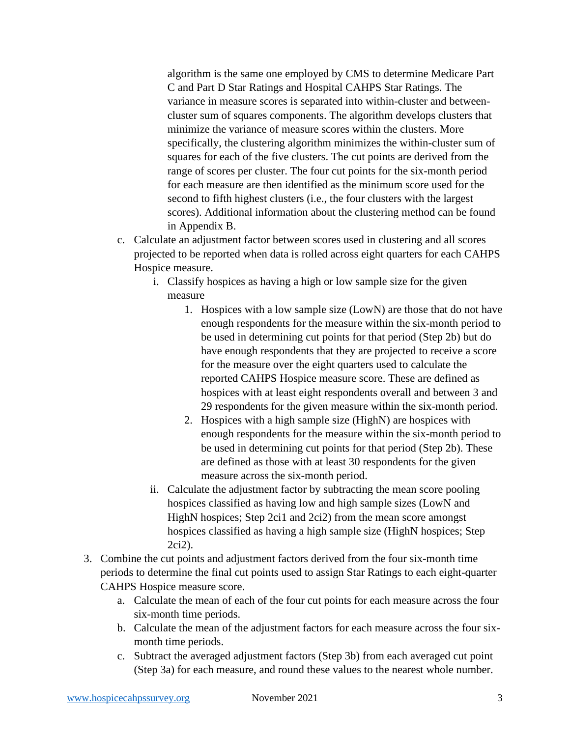algorithm is the same one employed by CMS to determine Medicare Part C and Part D Star Ratings and Hospital CAHPS Star Ratings. The variance in measure scores is separated into within-cluster and between-cluster sum of squares components. The algorithm develops clusters that minimize the variance of measure scores within the clusters. More specifically, the clustering algorithm minimizes the within-cluster sum of squares for each of the five clusters. The cut points are derived from the range of scores per cluster. The four cut points for the six-month period for each measure are then identified as the minimum score used for the second to fifth highest clusters (i.e., the four clusters with the largest scores). Additional information about the clustering method can be found in Appendix B.

   c. Calculate an adjustment factor between scores used in clustering and all scores projected to be reported when data is rolled across eight quarters for each CAHPS Hospice measure.
      i. Classify hospices as having a high or low sample size for the given measure
         1. Hospices with a low sample size (LowN) are those that do not have enough respondents for the measure within the six-month period to be used in determining cut points for that period (Step 2b) but do have enough respondents that they are projected to receive a score for the measure over the eight quarters used to calculate the reported CAHPS Hospice measure score. These are defined as hospices with at least eight respondents overall and between 3 and 29 respondents for the given measure within the six-month period.
         2. Hospices with a high sample size (HighN) are hospices with enough respondents for the measure within the six-month period to be used in determining cut points for that period (Step 2b). These are defined as those with at least 30 respondents for the given measure across the six-month period.
      ii. Calculate the adjustment factor by subtracting the mean score pooling hospices classified as having low and high sample sizes (LowN and HighN hospices; Step 2ci1 and 2ci2) from the mean score amongst hospices classified as having a high sample size (HighN hospices; Step 2ci2).

3. Combine the cut points and adjustment factors derived from the four six-month time periods to determine the final cut points used to assign Star Ratings to each eight-quarter CAHPS Hospice measure score.
   a. Calculate the mean of each of the four cut points for each measure across the four six-month time periods.
   b. Calculate the mean of the adjustment factors for each measure across the four six-month time periods.
   c. Subtract the averaged adjustment factors (Step 3b) from each averaged cut point (Step 3a) for each measure, and round these values to the nearest whole number.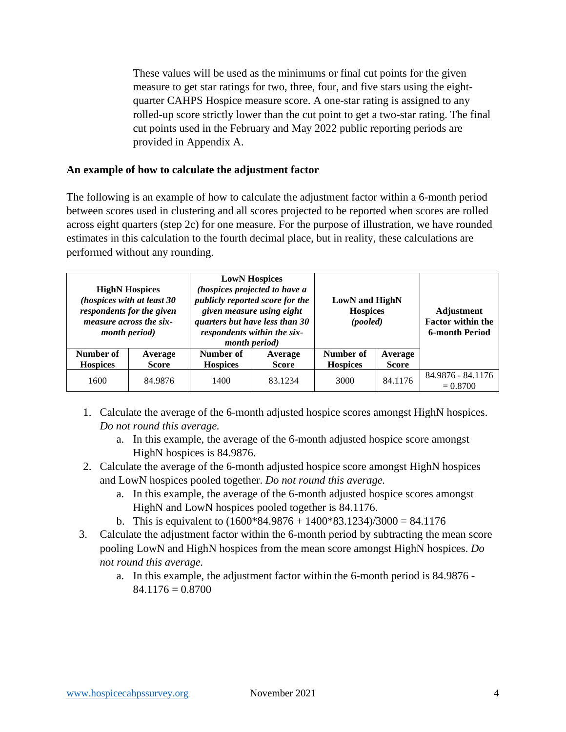These values will be used as the minimums or final cut points for the given measure to get star ratings for two, three, four, and five stars using the eight-quarter CAHPS Hospice measure score. A one-star rating is assigned to any rolled-up score strictly lower than the cut point to get a two-star rating. The final cut points used in the February and May 2022 public reporting periods are provided in Appendix A.

### An example of how to calculate the adjustment factor

The following is an example of how to calculate the adjustment factor within a 6-month period between scores used in clustering and all scores projected to be reported when scores are rolled across eight quarters (step 2c) for one measure. For the purpose of illustration, we have rounded estimates in this calculation to the fourth decimal place, but in reality, these calculations are performed without any rounding.

| **HighN Hospices** *(hospices with at least 30 respondents for the given measure across the six-month period)* | | **LowN Hospices** *(hospices projected to have a publicly reported score for the given measure using eight quarters but have less than 30 respondents within the six-month period)* | | **LowN and HighN Hospices** *(pooled)* | | **Adjustment Factor within the 6-month Period** |
|---|---|---|---|---|---|---|
| **Number of Hospices** | **Average Score** | **Number of Hospices** | **Average Score** | **Number of Hospices** | **Average Score** | |
| 1600 | 84.9876 | 1400 | 83.1234 | 3000 | 84.1176 | 84.9876 - 84.1176 = 0.8700 |

1. Calculate the average of the 6-month adjusted hospice scores amongst HighN hospices. *Do not round this average.*
   a. In this example, the average of the 6-month adjusted hospice score amongst HighN hospices is 84.9876.
2. Calculate the average of the 6-month adjusted hospice score amongst HighN hospices and LowN hospices pooled together. *Do not round this average.*
   a. In this example, the average of the 6-month adjusted hospice scores amongst HighN and LowN hospices pooled together is 84.1176.
   b. This is equivalent to (1600*84.9876 + 1400*83.1234)/3000 = 84.1176
3. Calculate the adjustment factor within the 6-month period by subtracting the mean score pooling LowN and HighN hospices from the mean score amongst HighN hospices. *Do not round this average.*
   a. In this example, the adjustment factor within the 6-month period is 84.9876 - 84.1176 = 0.8700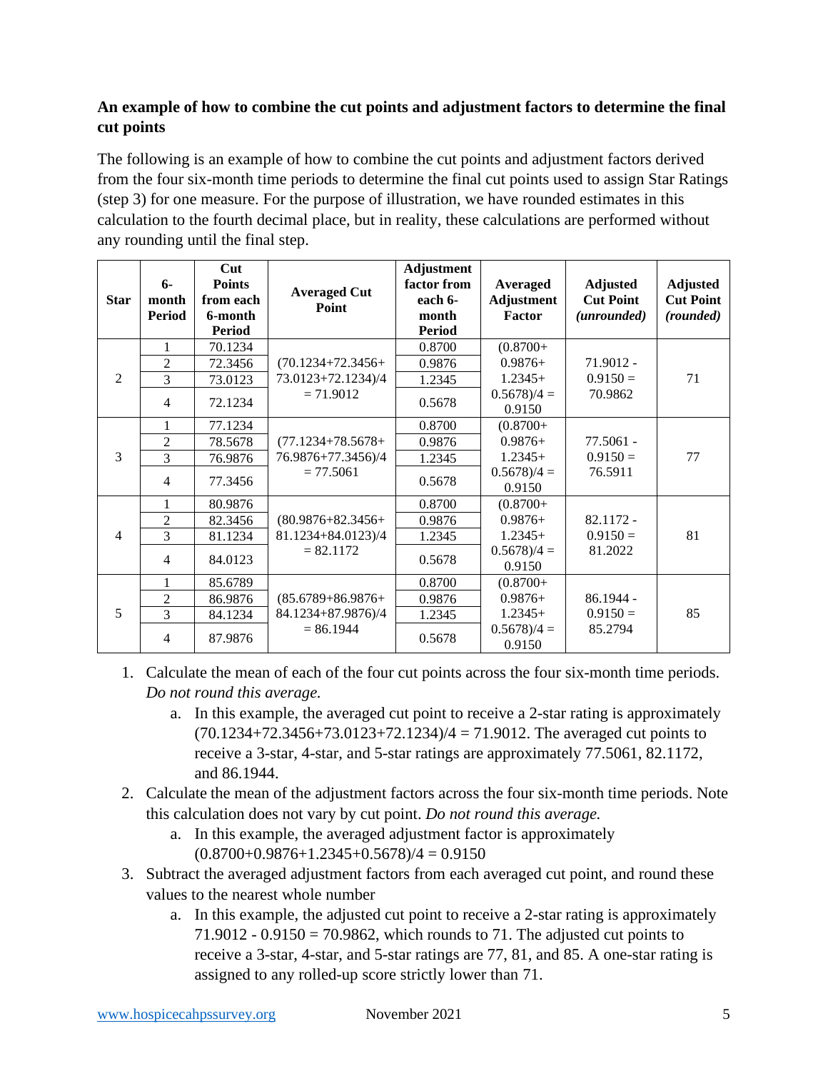**An example of how to combine the cut points and adjustment factors to determine the final cut points**

The following is an example of how to combine the cut points and adjustment factors derived from the four six-month time periods to determine the final cut points used to assign Star Ratings (step 3) for one measure. For the purpose of illustration, we have rounded estimates in this calculation to the fourth decimal place, but in reality, these calculations are performed without any rounding until the final step.

| Star | 6-month Period | Cut Points from each 6-month Period | Averaged Cut Point | Adjustment factor from each 6-month Period | Averaged Adjustment Factor | Adjusted Cut Point *(unrounded)* | Adjusted Cut Point *(rounded)* |
|---|---|---|---|---|---|---|---|
| 2 | 1 | 70.1234 | (70.1234+72.3456+73.0123+72.1234)/4 = 71.9012 | 0.8700 | (0.8700+0.9876+1.2345+0.5678)/4 = 0.9150 | 71.9012 - 0.9150 = 70.9862 | 71 |
| | 2 | 72.3456 | | 0.9876 | | | |
| | 3 | 73.0123 | | 1.2345 | | | |
| | 4 | 72.1234 | | 0.5678 | | | |
| 3 | 1 | 77.1234 | (77.1234+78.5678+76.9876+77.3456)/4 = 77.5061 | 0.8700 | (0.8700+0.9876+1.2345+0.5678)/4 = 0.9150 | 77.5061 - 0.9150 = 76.5911 | 77 |
| | 2 | 78.5678 | | 0.9876 | | | |
| | 3 | 76.9876 | | 1.2345 | | | |
| | 4 | 77.3456 | | 0.5678 | | | |
| 4 | 1 | 80.9876 | (80.9876+82.3456+81.1234+84.0123)/4 = 82.1172 | 0.8700 | (0.8700+0.9876+1.2345+0.5678)/4 = 0.9150 | 82.1172 - 0.9150 = 81.2022 | 81 |
| | 2 | 82.3456 | | 0.9876 | | | |
| | 3 | 81.1234 | | 1.2345 | | | |
| | 4 | 84.0123 | | 0.5678 | | | |
| 5 | 1 | 85.6789 | (85.6789+86.9876+84.1234+87.9876)/4 = 86.1944 | 0.8700 | (0.8700+0.9876+1.2345+0.5678)/4 = 0.9150 | 86.1944 - 0.9150 = 85.2794 | 85 |
| | 2 | 86.9876 | | 0.9876 | | | |
| | 3 | 84.1234 | | 1.2345 | | | |
| | 4 | 87.9876 | | 0.5678 | | | |

1. Calculate the mean of each of the four cut points across the four six-month time periods. *Do not round this average.*
   a. In this example, the averaged cut point to receive a 2-star rating is approximately (70.1234+72.3456+73.0123+72.1234)/4 = 71.9012. The averaged cut points to receive a 3-star, 4-star, and 5-star ratings are approximately 77.5061, 82.1172, and 86.1944.
2. Calculate the mean of the adjustment factors across the four six-month time periods. Note this calculation does not vary by cut point. *Do not round this average.*
   a. In this example, the averaged adjustment factor is approximately (0.8700+0.9876+1.2345+0.5678)/4 = 0.9150
3. Subtract the averaged adjustment factors from each averaged cut point, and round these values to the nearest whole number
   a. In this example, the adjusted cut point to receive a 2-star rating is approximately 71.9012 - 0.9150 = 70.9862, which rounds to 71. The adjusted cut points to receive a 3-star, 4-star, and 5-star ratings are 77, 81, and 85. A one-star rating is assigned to any rolled-up score strictly lower than 71.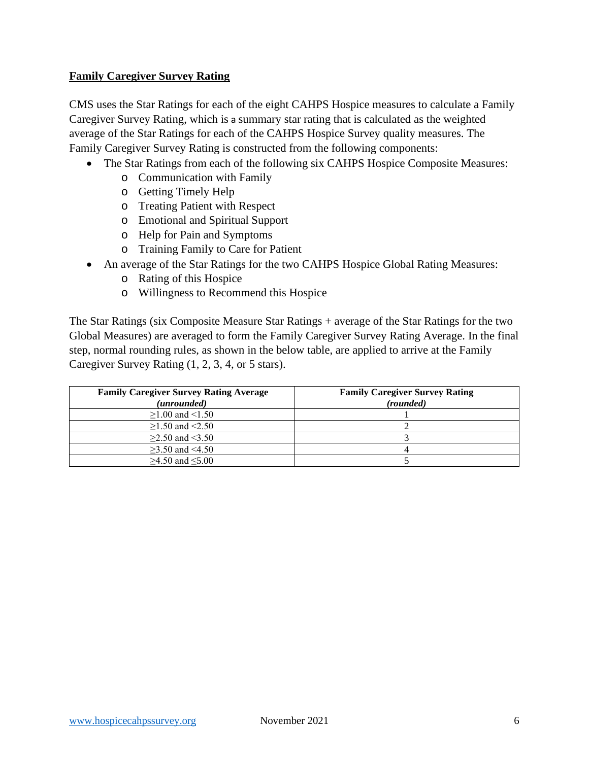## Family Caregiver Survey Rating

CMS uses the Star Ratings for each of the eight CAHPS Hospice measures to calculate a Family Caregiver Survey Rating, which is a summary star rating that is calculated as the weighted average of the Star Ratings for each of the CAHPS Hospice Survey quality measures. The Family Caregiver Survey Rating is constructed from the following components:

- The Star Ratings from each of the following six CAHPS Hospice Composite Measures:
  - Communication with Family
  - Getting Timely Help
  - Treating Patient with Respect
  - Emotional and Spiritual Support
  - Help for Pain and Symptoms
  - Training Family to Care for Patient
- An average of the Star Ratings for the two CAHPS Hospice Global Rating Measures:
  - Rating of this Hospice
  - Willingness to Recommend this Hospice

The Star Ratings (six Composite Measure Star Ratings + average of the Star Ratings for the two Global Measures) are averaged to form the Family Caregiver Survey Rating Average. In the final step, normal rounding rules, as shown in the below table, are applied to arrive at the Family Caregiver Survey Rating (1, 2, 3, 4, or 5 stars).

| **Family Caregiver Survey Rating Average** ***(unrounded)*** | **Family Caregiver Survey Rating** ***(rounded)*** |
|---|---|
| ≥1.00 and <1.50 | 1 |
| ≥1.50 and <2.50 | 2 |
| ≥2.50 and <3.50 | 3 |
| ≥3.50 and <4.50 | 4 |
| ≥4.50 and ≤5.00 | 5 |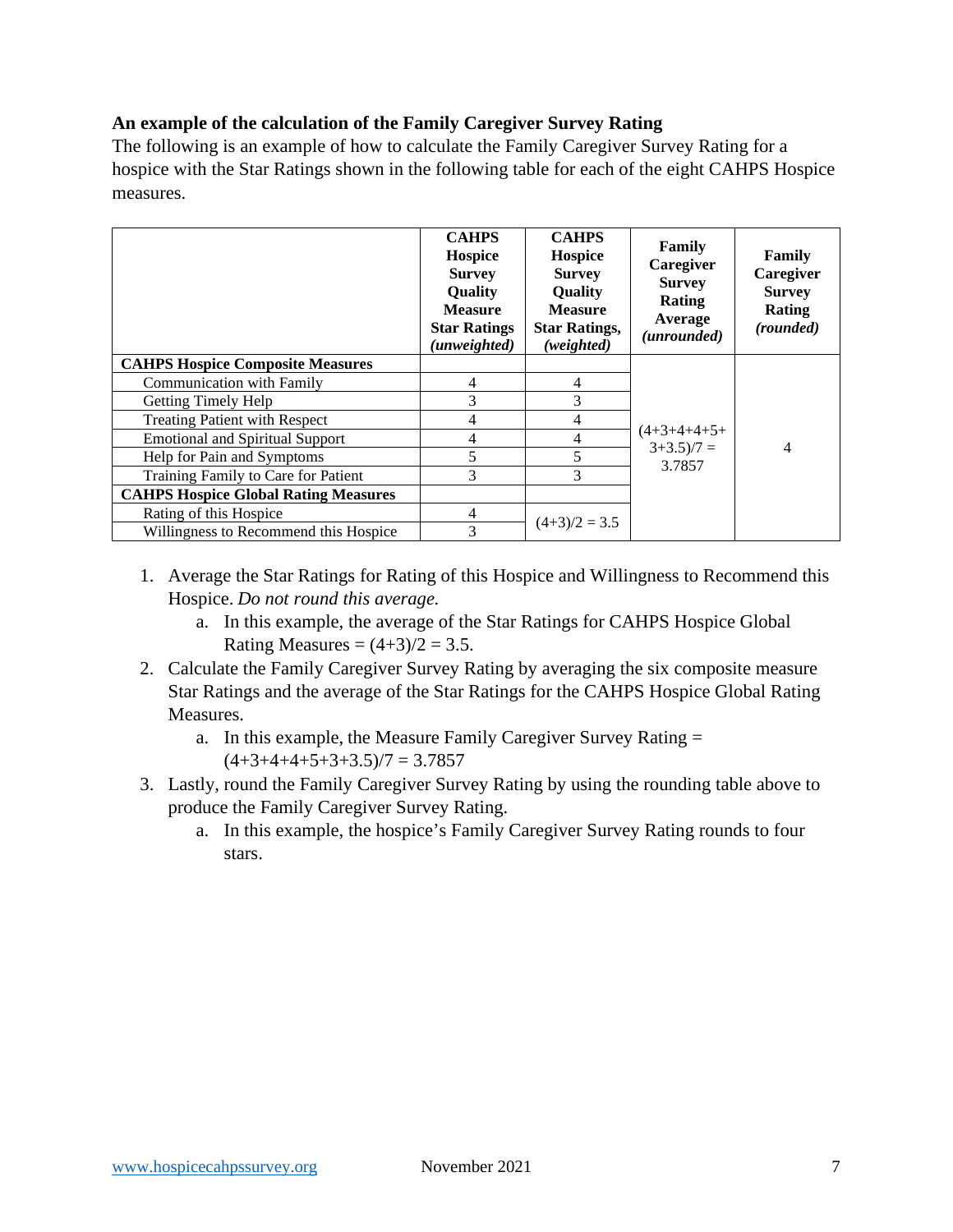**An example of the calculation of the Family Caregiver Survey Rating**

The following is an example of how to calculate the Family Caregiver Survey Rating for a hospice with the Star Ratings shown in the following table for each of the eight CAHPS Hospice measures.

| | CAHPS Hospice Survey Quality Measure Star Ratings *(unweighted)* | CAHPS Hospice Survey Quality Measure Star Ratings, *(weighted)* | Family Caregiver Survey Rating Average *(unrounded)* | Family Caregiver Survey Rating *(rounded)* |
|---|---|---|---|---|
| **CAHPS Hospice Composite Measures** | | | (4+3+4+4+5+3+3.5)/7 = 3.7857 | 4 |
| Communication with Family | 4 | 4 | | |
| Getting Timely Help | 3 | 3 | | |
| Treating Patient with Respect | 4 | 4 | | |
| Emotional and Spiritual Support | 4 | 4 | | |
| Help for Pain and Symptoms | 5 | 5 | | |
| Training Family to Care for Patient | 3 | 3 | | |
| **CAHPS Hospice Global Rating Measures** | | | | |
| Rating of this Hospice | 4 | (4+3)/2 = 3.5 | | |
| Willingness to Recommend this Hospice | 3 | | | |

1. Average the Star Ratings for Rating of this Hospice and Willingness to Recommend this Hospice. *Do not round this average.*
   a. In this example, the average of the Star Ratings for CAHPS Hospice Global Rating Measures = (4+3)/2 = 3.5.
2. Calculate the Family Caregiver Survey Rating by averaging the six composite measure Star Ratings and the average of the Star Ratings for the CAHPS Hospice Global Rating Measures.
   a. In this example, the Measure Family Caregiver Survey Rating = (4+3+4+4+5+3+3.5)/7 = 3.7857
3. Lastly, round the Family Caregiver Survey Rating by using the rounding table above to produce the Family Caregiver Survey Rating.
   a. In this example, the hospice's Family Caregiver Survey Rating rounds to four stars.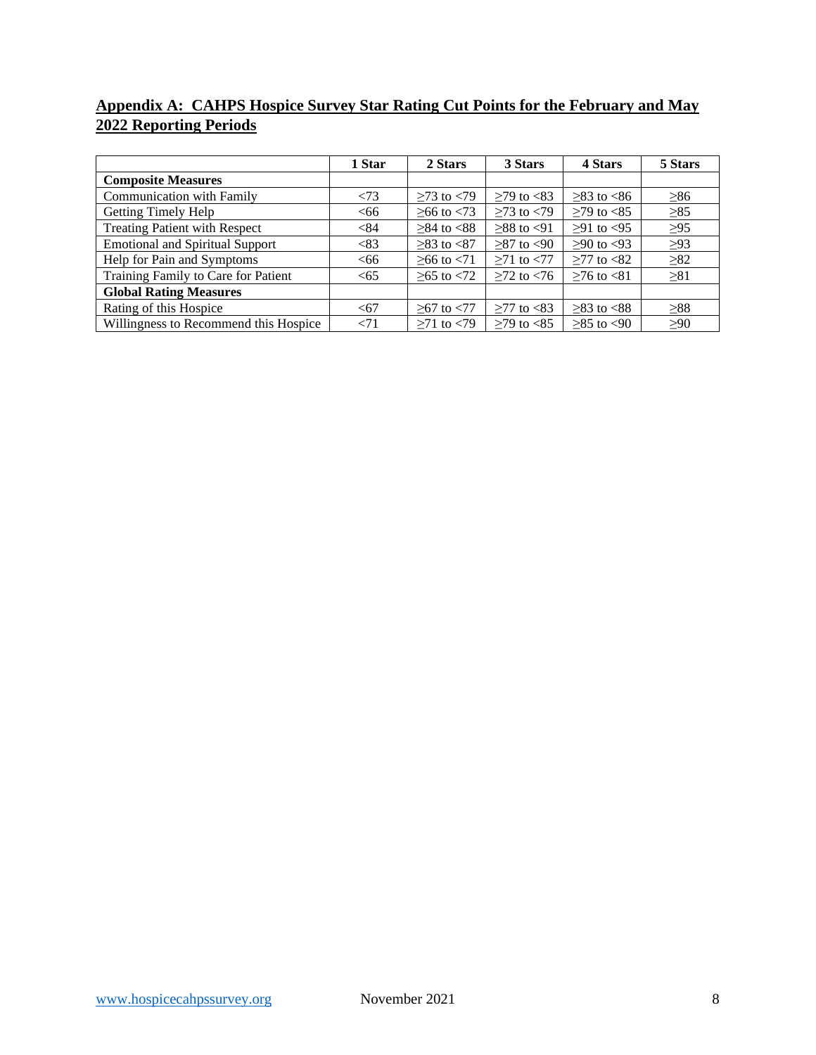## **Appendix A: CAHPS Hospice Survey Star Rating Cut Points for the February and May 2022 Reporting Periods**

| | 1 Star | 2 Stars | 3 Stars | 4 Stars | 5 Stars |
|---|---|---|---|---|---|
| **Composite Measures** | | | | | |
| Communication with Family | <73 | ≥73 to <79 | ≥79 to <83 | ≥83 to <86 | ≥86 |
| Getting Timely Help | <66 | ≥66 to <73 | ≥73 to <79 | ≥79 to <85 | ≥85 |
| Treating Patient with Respect | <84 | ≥84 to <88 | ≥88 to <91 | ≥91 to <95 | ≥95 |
| Emotional and Spiritual Support | <83 | ≥83 to <87 | ≥87 to <90 | ≥90 to <93 | ≥93 |
| Help for Pain and Symptoms | <66 | ≥66 to <71 | ≥71 to <77 | ≥77 to <82 | ≥82 |
| Training Family to Care for Patient | <65 | ≥65 to <72 | ≥72 to <76 | ≥76 to <81 | ≥81 |
| **Global Rating Measures** | | | | | |
| Rating of this Hospice | <67 | ≥67 to <77 | ≥77 to <83 | ≥83 to <88 | ≥88 |
| Willingness to Recommend this Hospice | <71 | ≥71 to <79 | ≥79 to <85 | ≥85 to <90 | ≥90 |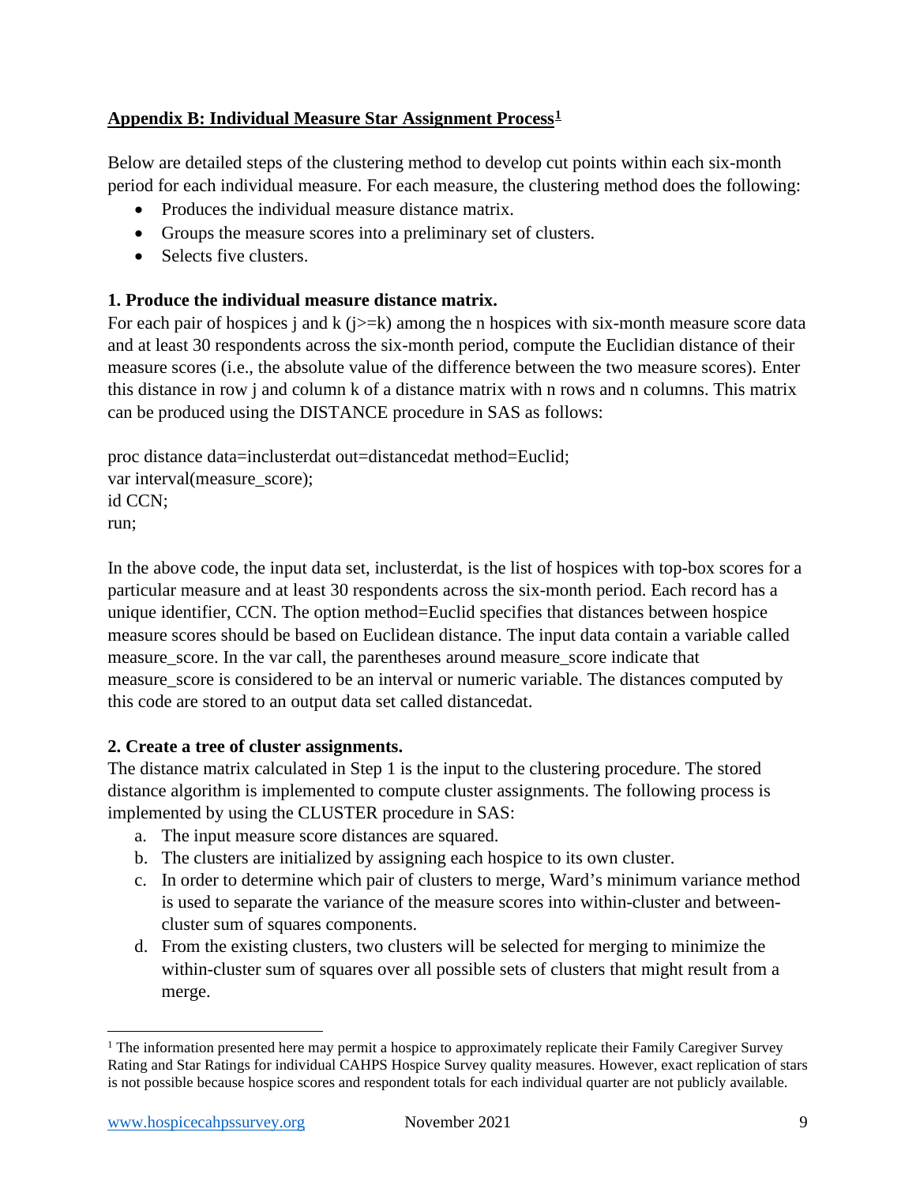## Appendix B: Individual Measure Star Assignment Process[1]

Below are detailed steps of the clustering method to develop cut points within each six-month period for each individual measure. For each measure, the clustering method does the following:

- Produces the individual measure distance matrix.
- Groups the measure scores into a preliminary set of clusters.
- Selects five clusters.

### 1. Produce the individual measure distance matrix.

For each pair of hospices j and k (j>=k) among the n hospices with six-month measure score data and at least 30 respondents across the six-month period, compute the Euclidian distance of their measure scores (i.e., the absolute value of the difference between the two measure scores). Enter this distance in row j and column k of a distance matrix with n rows and n columns. This matrix can be produced using the DISTANCE procedure in SAS as follows:

```
proc distance data=inclusterdat out=distancedat method=Euclid;
var interval(measure_score);
id CCN;
run;
```

In the above code, the input data set, inclusterdat, is the list of hospices with top-box scores for a particular measure and at least 30 respondents across the six-month period. Each record has a unique identifier, CCN. The option method=Euclid specifies that distances between hospice measure scores should be based on Euclidean distance. The input data contain a variable called measure_score. In the var call, the parentheses around measure_score indicate that measure_score is considered to be an interval or numeric variable. The distances computed by this code are stored to an output data set called distancedat.

### 2. Create a tree of cluster assignments.

The distance matrix calculated in Step 1 is the input to the clustering procedure. The stored distance algorithm is implemented to compute cluster assignments. The following process is implemented by using the CLUSTER procedure in SAS:

a. The input measure score distances are squared.
b. The clusters are initialized by assigning each hospice to its own cluster.
c. In order to determine which pair of clusters to merge, Ward's minimum variance method is used to separate the variance of the measure scores into within-cluster and between-cluster sum of squares components.
d. From the existing clusters, two clusters will be selected for merging to minimize the within-cluster sum of squares over all possible sets of clusters that might result from a merge.

[1] The information presented here may permit a hospice to approximately replicate their Family Caregiver Survey Rating and Star Ratings for individual CAHPS Hospice Survey quality measures. However, exact replication of stars is not possible because hospice scores and respondent totals for each individual quarter are not publicly available.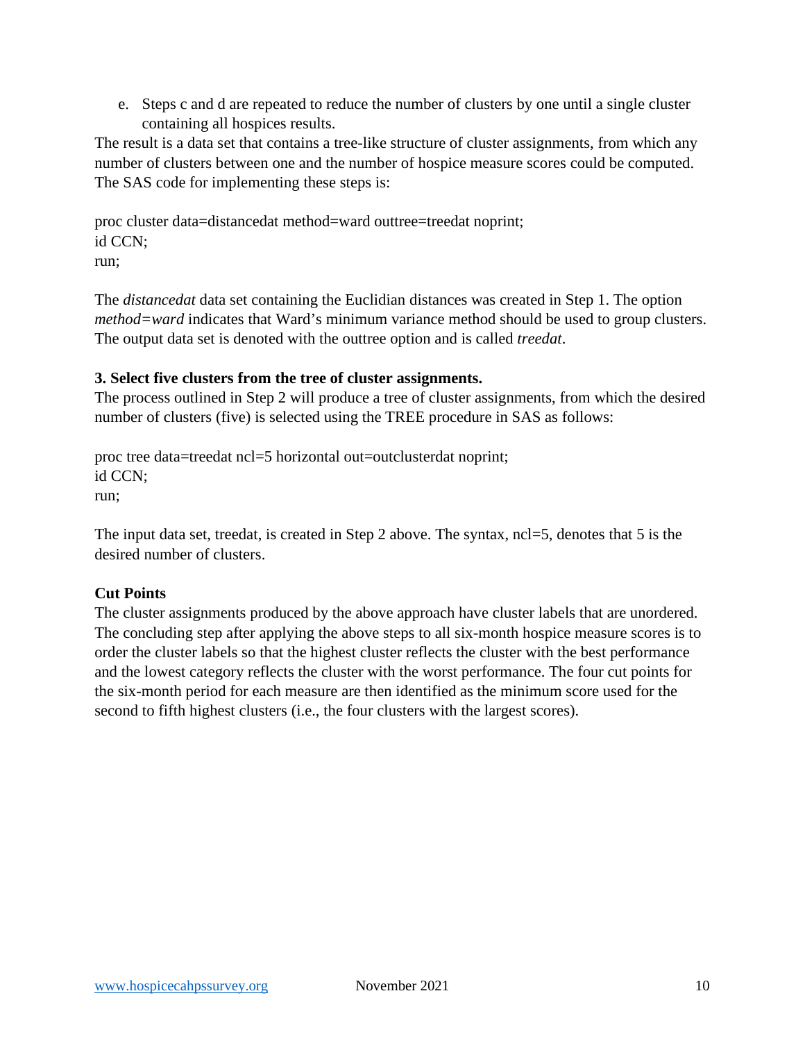e. Steps c and d are repeated to reduce the number of clusters by one until a single cluster containing all hospices results.

The result is a data set that contains a tree-like structure of cluster assignments, from which any number of clusters between one and the number of hospice measure scores could be computed. The SAS code for implementing these steps is:

```
proc cluster data=distancedat method=ward outtree=treedat noprint;
id CCN;
run;
```

The *distancedat* data set containing the Euclidian distances was created in Step 1. The option *method=ward* indicates that Ward's minimum variance method should be used to group clusters. The output data set is denoted with the outtree option and is called *treedat*.

**3. Select five clusters from the tree of cluster assignments.**

The process outlined in Step 2 will produce a tree of cluster assignments, from which the desired number of clusters (five) is selected using the TREE procedure in SAS as follows:

```
proc tree data=treedat ncl=5 horizontal out=outclusterdat noprint;
id CCN;
run;
```

The input data set, treedat, is created in Step 2 above. The syntax, ncl=5, denotes that 5 is the desired number of clusters.

**Cut Points**

The cluster assignments produced by the above approach have cluster labels that are unordered. The concluding step after applying the above steps to all six-month hospice measure scores is to order the cluster labels so that the highest cluster reflects the cluster with the best performance and the lowest category reflects the cluster with the worst performance. The four cut points for the six-month period for each measure are then identified as the minimum score used for the second to fifth highest clusters (i.e., the four clusters with the largest scores).